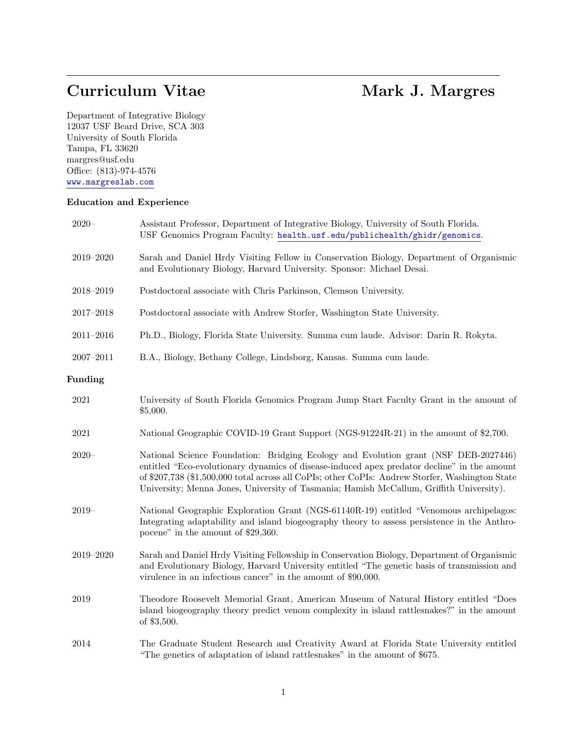# Curriculum Vitae — Mark J. Margres

Department of Integrative Biology
12037 USF Beard Drive, SCA 303
University of South Florida
Tampa, FL 33620
margres@usf.edu
Office: (813)-974-4576
www.margreslab.com

## Education and Experience

**2020–** Assistant Professor, Department of Integrative Biology, University of South Florida. USF Genomics Program Faculty: health.usf.edu/publichealth/ghidr/genomics.

**2019–2020** Sarah and Daniel Hrdy Visiting Fellow in Conservation Biology, Department of Organismic and Evolutionary Biology, Harvard University. Sponsor: Michael Desai.

**2018–2019** Postdoctoral associate with Chris Parkinson, Clemson University.

**2017–2018** Postdoctoral associate with Andrew Storfer, Washington State University.

**2011–2016** Ph.D., Biology, Florida State University. Summa cum laude. Advisor: Darin R. Rokyta.

**2007–2011** B.A., Biology, Bethany College, Lindsborg, Kansas. Summa cum laude.

## Funding

**2021** University of South Florida Genomics Program Jump Start Faculty Grant in the amount of $5,000.

**2021** National Geographic COVID-19 Grant Support (NGS-91224R-21) in the amount of $2,700.

**2020–** National Science Foundation: Bridging Ecology and Evolution grant (NSF DEB-2027446) entitled "Eco-evolutionary dynamics of disease-induced apex predator decline" in the amount of $207,738 ($1,500,000 total across all CoPIs; other CoPIs: Andrew Storfer, Washington State University; Menna Jones, University of Tasmania; Hamish McCallum, Griffith University).

**2019–** National Geographic Exploration Grant (NGS-61140R-19) entitled "Venomous archipelagos: Integrating adaptability and island biogeography theory to assess persistence in the Anthropocene" in the amount of $29,360.

**2019–2020** Sarah and Daniel Hrdy Visiting Fellowship in Conservation Biology, Department of Organismic and Evolutionary Biology, Harvard University entitled "The genetic basis of transmission and virulence in an infectious cancer" in the amount of $90,000.

**2019** Theodore Roosevelt Memorial Grant, American Museum of Natural History entitled "Does island biogeography theory predict venom complexity in island rattlesnakes?" in the amount of $3,500.

**2014** The Graduate Student Research and Creativity Award at Florida State University entitled "The genetics of adaptation of island rattlesnakes" in the amount of $675.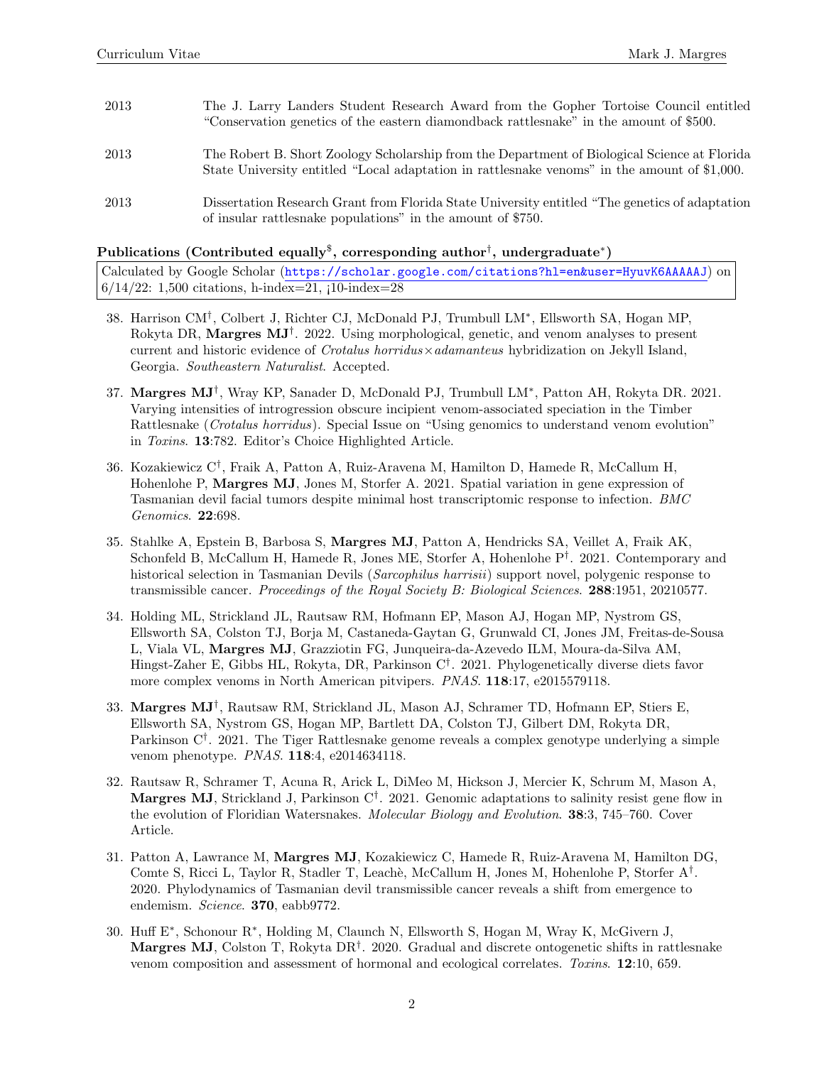| | |
|---|---|
| 2013 | The J. Larry Landers Student Research Award from the Gopher Tortoise Council entitled "Conservation genetics of the eastern diamondback rattlesnake" in the amount of $500. |
| 2013 | The Robert B. Short Zoology Scholarship from the Department of Biological Science at Florida State University entitled "Local adaptation in rattlesnake venoms" in the amount of $1,000. |
| 2013 | Dissertation Research Grant from Florida State University entitled "The genetics of adaptation of insular rattlesnake populations" in the amount of $750. |

### Publications (Contributed equally[$], corresponding author[†], undergraduate[*])

Calculated by Google Scholar (https://scholar.google.com/citations?hl=en&user=HyuvK6AAAAAJ) on 6/14/22: 1,500 citations, h-index=21, ¡10-index=28

38. Harrison CM[†], Colbert J, Richter CJ, McDonald PJ, Trumbull LM[*], Ellsworth SA, Hogan MP, Rokyta DR, **Margres MJ**[†]. 2022. Using morphological, genetic, and venom analyses to present current and historic evidence of *Crotalus horridus*×*adamanteus* hybridization on Jekyll Island, Georgia. *Southeastern Naturalist*. Accepted.

37. **Margres MJ**[†], Wray KP, Sanader D, McDonald PJ, Trumbull LM[*], Patton AH, Rokyta DR. 2021. Varying intensities of introgression obscure incipient venom-associated speciation in the Timber Rattlesnake (*Crotalus horridus*). Special Issue on "Using genomics to understand venom evolution" in *Toxins*. **13**:782. Editor's Choice Highlighted Article.

36. Kozakiewicz C[†], Fraik A, Patton A, Ruiz-Aravena M, Hamilton D, Hamede R, McCallum H, Hohenlohe P, **Margres MJ**, Jones M, Storfer A. 2021. Spatial variation in gene expression of Tasmanian devil facial tumors despite minimal host transcriptomic response to infection. *BMC Genomics*. **22**:698.

35. Stahlke A, Epstein B, Barbosa S, **Margres MJ**, Patton A, Hendricks SA, Veillet A, Fraik AK, Schonfeld B, McCallum H, Hamede R, Jones ME, Storfer A, Hohenlohe P[†]. 2021. Contemporary and historical selection in Tasmanian Devils (*Sarcophilus harrisii*) support novel, polygenic response to transmissible cancer. *Proceedings of the Royal Society B: Biological Sciences*. **288**:1951, 20210577.

34. Holding ML, Strickland JL, Rautsaw RM, Hofmann EP, Mason AJ, Hogan MP, Nystrom GS, Ellsworth SA, Colston TJ, Borja M, Castaneda-Gaytan G, Grunwald CI, Jones JM, Freitas-de-Sousa L, Viala VL, **Margres MJ**, Grazziotin FG, Junqueira-da-Azevedo ILM, Moura-da-Silva AM, Hingst-Zaher E, Gibbs HL, Rokyta, DR, Parkinson C[†]. 2021. Phylogenetically diverse diets favor more complex venoms in North American pitvipers. *PNAS*. **118**:17, e2015579118.

33. **Margres MJ**[†], Rautsaw RM, Strickland JL, Mason AJ, Schramer TD, Hofmann EP, Stiers E, Ellsworth SA, Nystrom GS, Hogan MP, Bartlett DA, Colston TJ, Gilbert DM, Rokyta DR, Parkinson C[†]. 2021. The Tiger Rattlesnake genome reveals a complex genotype underlying a simple venom phenotype. *PNAS*. **118**:4, e2014634118.

32. Rautsaw R, Schramer T, Acuna R, Arick L, DiMeo M, Hickson J, Mercier K, Schrum M, Mason A, **Margres MJ**, Strickland J, Parkinson C[†]. 2021. Genomic adaptations to salinity resist gene flow in the evolution of Floridian Watersnakes. *Molecular Biology and Evolution*. **38**:3, 745–760. Cover Article.

31. Patton A, Lawrance M, **Margres MJ**, Kozakiewicz C, Hamede R, Ruiz-Aravena M, Hamilton DG, Comte S, Ricci L, Taylor R, Stadler T, Leachè, McCallum H, Jones M, Hohenlohe P, Storfer A[†]. 2020. Phylodynamics of Tasmanian devil transmissible cancer reveals a shift from emergence to endemism. *Science*. **370**, eabb9772.

30. Huff E[*], Schonour R[*], Holding M, Claunch N, Ellsworth S, Hogan M, Wray K, McGivern J, **Margres MJ**, Colston T, Rokyta DR[†]. 2020. Gradual and discrete ontogenetic shifts in rattlesnake venom composition and assessment of hormonal and ecological correlates. *Toxins*. **12**:10, 659.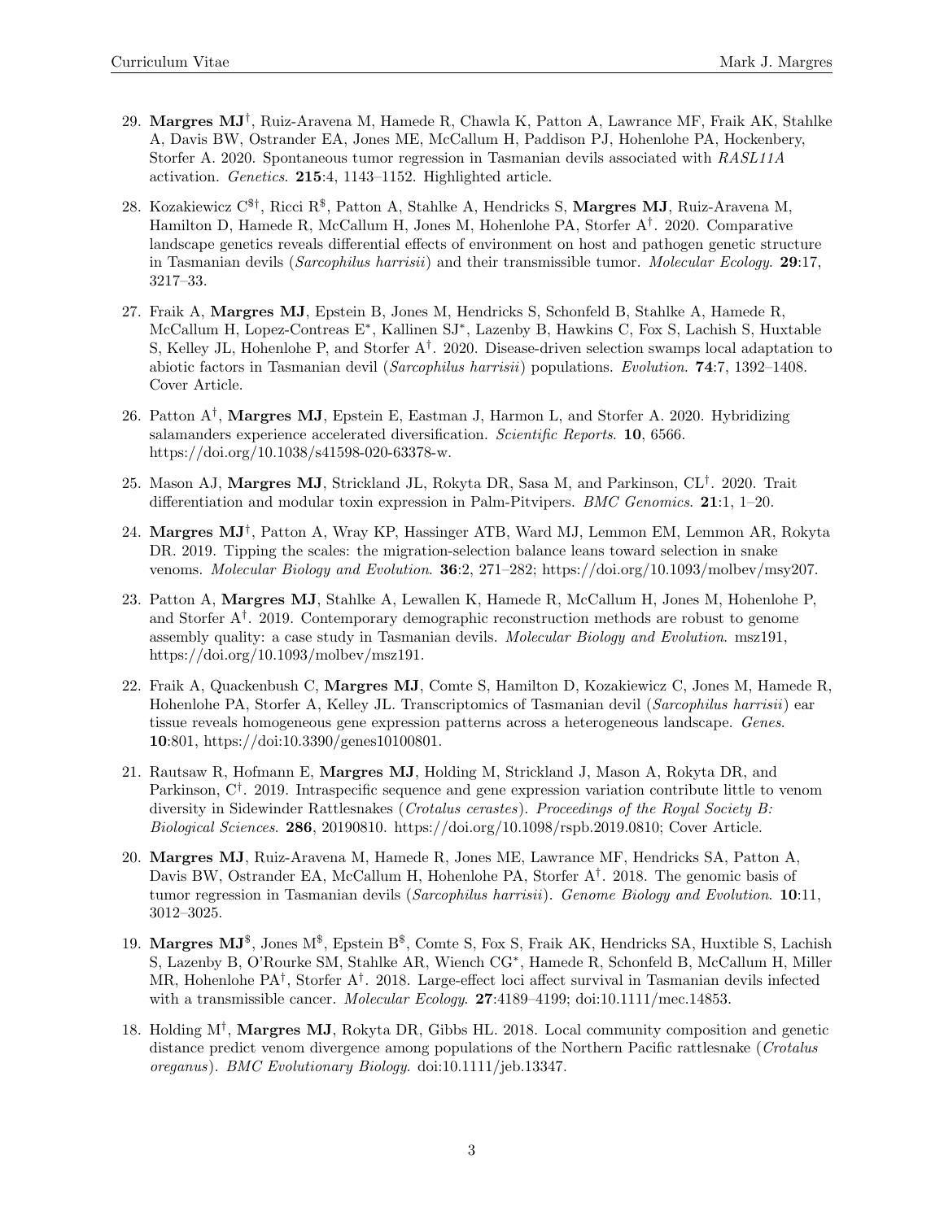29. **Margres MJ**[†], Ruiz-Aravena M, Hamede R, Chawla K, Patton A, Lawrance MF, Fraik AK, Stahlke A, Davis BW, Ostrander EA, Jones ME, McCallum H, Paddison PJ, Hohenlohe PA, Hockenbery, Storfer A. 2020. Spontaneous tumor regression in Tasmanian devils associated with *RASL11A* activation. *Genetics*. **215**:4, 1143–1152. Highlighted article.

28. Kozakiewicz C[$†], Ricci R[$], Patton A, Stahlke A, Hendricks S, **Margres MJ**, Ruiz-Aravena M, Hamilton D, Hamede R, McCallum H, Jones M, Hohenlohe PA, Storfer A[†]. 2020. Comparative landscape genetics reveals differential effects of environment on host and pathogen genetic structure in Tasmanian devils (*Sarcophilus harrisii*) and their transmissible tumor. *Molecular Ecology*. **29**:17, 3217–33.

27. Fraik A, **Margres MJ**, Epstein B, Jones M, Hendricks S, Schonfeld B, Stahlke A, Hamede R, McCallum H, Lopez-Contreas E[*], Kallinen SJ[*], Lazenby B, Hawkins C, Fox S, Lachish S, Huxtable S, Kelley JL, Hohenlohe P, and Storfer A[†]. 2020. Disease-driven selection swamps local adaptation to abiotic factors in Tasmanian devil (*Sarcophilus harrisii*) populations. *Evolution*. **74**:7, 1392–1408. Cover Article.

26. Patton A[†], **Margres MJ**, Epstein E, Eastman J, Harmon L, and Storfer A. 2020. Hybridizing salamanders experience accelerated diversification. *Scientific Reports*. **10**, 6566. https://doi.org/10.1038/s41598-020-63378-w.

25. Mason AJ, **Margres MJ**, Strickland JL, Rokyta DR, Sasa M, and Parkinson, CL[†]. 2020. Trait differentiation and modular toxin expression in Palm-Pitvipers. *BMC Genomics*. **21**:1, 1–20.

24. **Margres MJ**[†], Patton A, Wray KP, Hassinger ATB, Ward MJ, Lemmon EM, Lemmon AR, Rokyta DR. 2019. Tipping the scales: the migration-selection balance leans toward selection in snake venoms. *Molecular Biology and Evolution*. **36**:2, 271–282; https://doi.org/10.1093/molbev/msy207.

23. Patton A, **Margres MJ**, Stahlke A, Lewallen K, Hamede R, McCallum H, Jones M, Hohenlohe P, and Storfer A[†]. 2019. Contemporary demographic reconstruction methods are robust to genome assembly quality: a case study in Tasmanian devils. *Molecular Biology and Evolution*. msz191, https://doi.org/10.1093/molbev/msz191.

22. Fraik A, Quackenbush C, **Margres MJ**, Comte S, Hamilton D, Kozakiewicz C, Jones M, Hamede R, Hohenlohe PA, Storfer A, Kelley JL. Transcriptomics of Tasmanian devil (*Sarcophilus harrisii*) ear tissue reveals homogeneous gene expression patterns across a heterogeneous landscape. *Genes*. **10**:801, https://doi:10.3390/genes10100801.

21. Rautsaw R, Hofmann E, **Margres MJ**, Holding M, Strickland J, Mason A, Rokyta DR, and Parkinson, C[†]. 2019. Intraspecific sequence and gene expression variation contribute little to venom diversity in Sidewinder Rattlesnakes (*Crotalus cerastes*). *Proceedings of the Royal Society B: Biological Sciences*. **286**, 20190810. https://doi.org/10.1098/rspb.2019.0810; Cover Article.

20. **Margres MJ**, Ruiz-Aravena M, Hamede R, Jones ME, Lawrance MF, Hendricks SA, Patton A, Davis BW, Ostrander EA, McCallum H, Hohenlohe PA, Storfer A[†]. 2018. The genomic basis of tumor regression in Tasmanian devils (*Sarcophilus harrisii*). *Genome Biology and Evolution*. **10**:11, 3012–3025.

19. **Margres MJ**[$], Jones M[$], Epstein B[$], Comte S, Fox S, Fraik AK, Hendricks SA, Huxtible S, Lachish S, Lazenby B, O'Rourke SM, Stahlke AR, Wiench CG[*], Hamede R, Schonfeld B, McCallum H, Miller MR, Hohenlohe PA[†], Storfer A[†]. 2018. Large-effect loci affect survival in Tasmanian devils infected with a transmissible cancer. *Molecular Ecology*. **27**:4189–4199; doi:10.1111/mec.14853.

18. Holding M[†], **Margres MJ**, Rokyta DR, Gibbs HL. 2018. Local community composition and genetic distance predict venom divergence among populations of the Northern Pacific rattlesnake (*Crotalus oreganus*). *BMC Evolutionary Biology*. doi:10.1111/jeb.13347.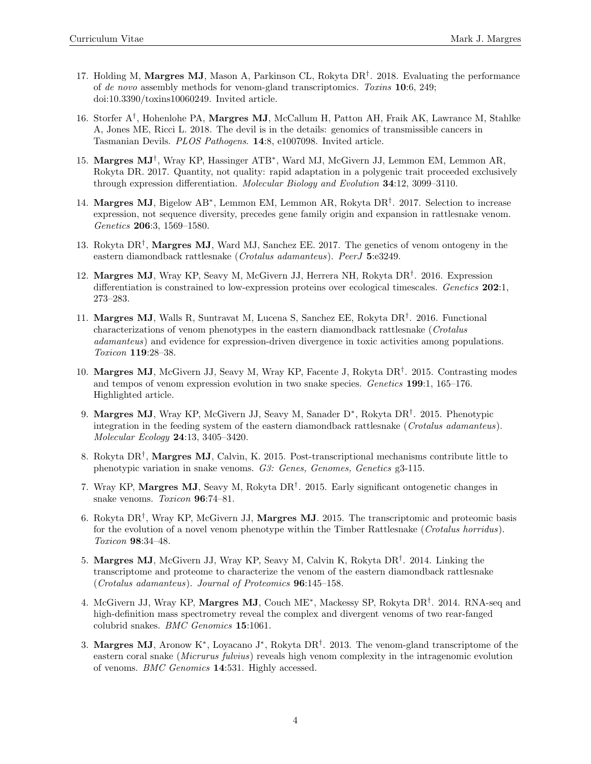17. Holding M, **Margres MJ**, Mason A, Parkinson CL, Rokyta DR[†]. 2018. Evaluating the performance of *de novo* assembly methods for venom-gland transcriptomics. *Toxins* **10**:6, 249; doi:10.3390/toxins10060249. Invited article.

16. Storfer A[†], Hohenlohe PA, **Margres MJ**, McCallum H, Patton AH, Fraik AK, Lawrance M, Stahlke A, Jones ME, Ricci L. 2018. The devil is in the details: genomics of transmissible cancers in Tasmanian Devils. *PLOS Pathogens*. **14**:8, e1007098. Invited article.

15. **Margres MJ**[†], Wray KP, Hassinger ATB[*], Ward MJ, McGivern JJ, Lemmon EM, Lemmon AR, Rokyta DR. 2017. Quantity, not quality: rapid adaptation in a polygenic trait proceeded exclusively through expression differentiation. *Molecular Biology and Evolution* **34**:12, 3099–3110.

14. **Margres MJ**, Bigelow AB[*], Lemmon EM, Lemmon AR, Rokyta DR[†]. 2017. Selection to increase expression, not sequence diversity, precedes gene family origin and expansion in rattlesnake venom. *Genetics* **206**:3, 1569–1580.

13. Rokyta DR[†], **Margres MJ**, Ward MJ, Sanchez EE. 2017. The genetics of venom ontogeny in the eastern diamondback rattlesnake (*Crotalus adamanteus*). *PeerJ* **5**:e3249.

12. **Margres MJ**, Wray KP, Seavy M, McGivern JJ, Herrera NH, Rokyta DR[†]. 2016. Expression differentiation is constrained to low-expression proteins over ecological timescales. *Genetics* **202**:1, 273–283.

11. **Margres MJ**, Walls R, Suntravat M, Lucena S, Sanchez EE, Rokyta DR[†]. 2016. Functional characterizations of venom phenotypes in the eastern diamondback rattlesnake (*Crotalus adamanteus*) and evidence for expression-driven divergence in toxic activities among populations. *Toxicon* **119**:28–38.

10. **Margres MJ**, McGivern JJ, Seavy M, Wray KP, Facente J, Rokyta DR[†]. 2015. Contrasting modes and tempos of venom expression evolution in two snake species. *Genetics* **199**:1, 165–176. Highlighted article.

9. **Margres MJ**, Wray KP, McGivern JJ, Seavy M, Sanader D[*], Rokyta DR[†]. 2015. Phenotypic integration in the feeding system of the eastern diamondback rattlesnake (*Crotalus adamanteus*). *Molecular Ecology* **24**:13, 3405–3420.

8. Rokyta DR[†], **Margres MJ**, Calvin, K. 2015. Post-transcriptional mechanisms contribute little to phenotypic variation in snake venoms. *G3: Genes, Genomes, Genetics* g3-115.

7. Wray KP, **Margres MJ**, Seavy M, Rokyta DR[†]. 2015. Early significant ontogenetic changes in snake venoms. *Toxicon* **96**:74–81.

6. Rokyta DR[†], Wray KP, McGivern JJ, **Margres MJ**. 2015. The transcriptomic and proteomic basis for the evolution of a novel venom phenotype within the Timber Rattlesnake (*Crotalus horridus*). *Toxicon* **98**:34–48.

5. **Margres MJ**, McGivern JJ, Wray KP, Seavy M, Calvin K, Rokyta DR[†]. 2014. Linking the transcriptome and proteome to characterize the venom of the eastern diamondback rattlesnake (*Crotalus adamanteus*). *Journal of Proteomics* **96**:145–158.

4. McGivern JJ, Wray KP, **Margres MJ**, Couch ME[*], Mackessy SP, Rokyta DR[†]. 2014. RNA-seq and high-definition mass spectrometry reveal the complex and divergent venoms of two rear-fanged colubrid snakes. *BMC Genomics* **15**:1061.

3. **Margres MJ**, Aronow K[*], Loyacano J[*], Rokyta DR[†]. 2013. The venom-gland transcriptome of the eastern coral snake (*Micrurus fulvius*) reveals high venom complexity in the intragenomic evolution of venoms. *BMC Genomics* **14**:531. Highly accessed.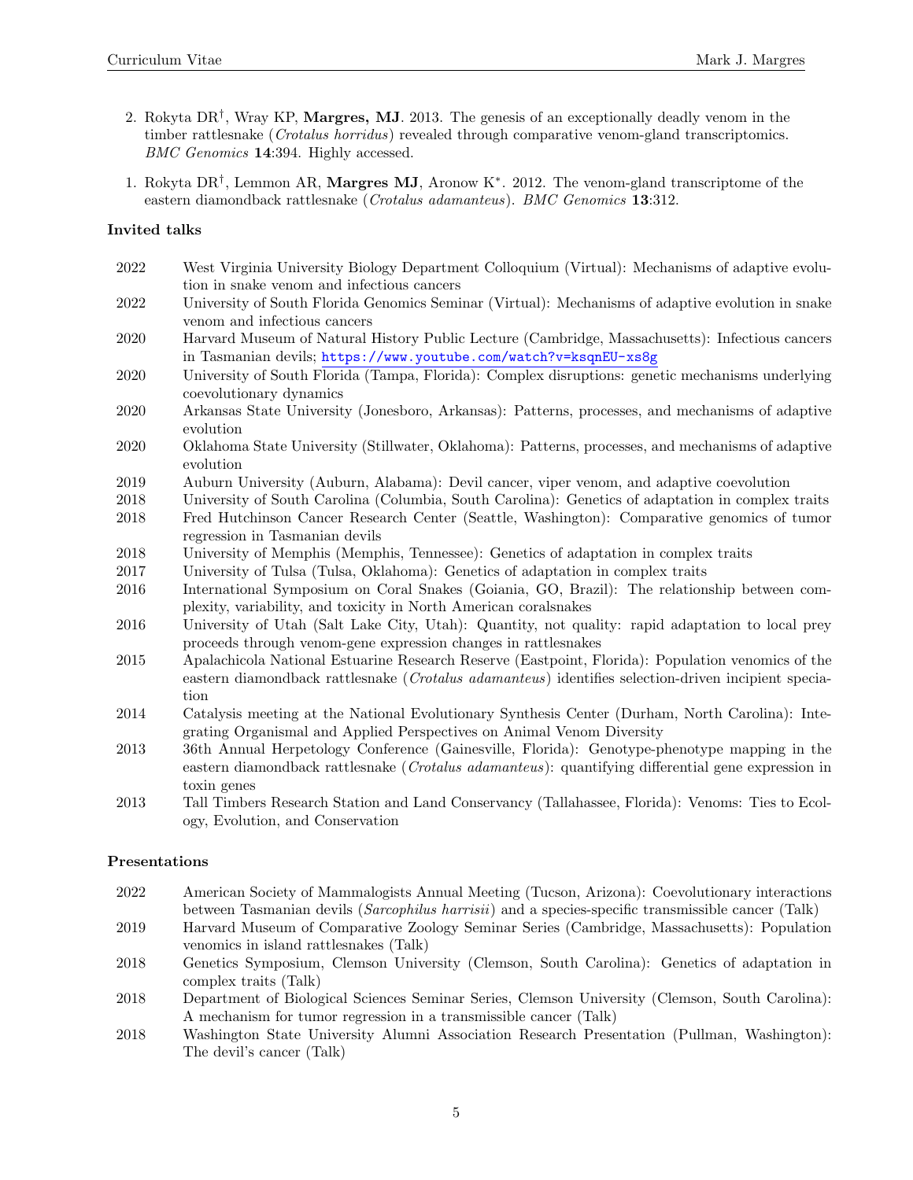2. Rokyta DR[†], Wray KP, **Margres, MJ**. 2013. The genesis of an exceptionally deadly venom in the timber rattlesnake (*Crotalus horridus*) revealed through comparative venom-gland transcriptomics. *BMC Genomics* **14**:394. Highly accessed.

1. Rokyta DR[†], Lemmon AR, **Margres MJ**, Aronow K[*]. 2012. The venom-gland transcriptome of the eastern diamondback rattlesnake (*Crotalus adamanteus*). *BMC Genomics* **13**:312.

### Invited talks

- 2022 West Virginia University Biology Department Colloquium (Virtual): Mechanisms of adaptive evolution in snake venom and infectious cancers
- 2022 University of South Florida Genomics Seminar (Virtual): Mechanisms of adaptive evolution in snake venom and infectious cancers
- 2020 Harvard Museum of Natural History Public Lecture (Cambridge, Massachusetts): Infectious cancers in Tasmanian devils; https://www.youtube.com/watch?v=ksqnEU-xs8g
- 2020 University of South Florida (Tampa, Florida): Complex disruptions: genetic mechanisms underlying coevolutionary dynamics
- 2020 Arkansas State University (Jonesboro, Arkansas): Patterns, processes, and mechanisms of adaptive evolution
- 2020 Oklahoma State University (Stillwater, Oklahoma): Patterns, processes, and mechanisms of adaptive evolution
- 2019 Auburn University (Auburn, Alabama): Devil cancer, viper venom, and adaptive coevolution
- 2018 University of South Carolina (Columbia, South Carolina): Genetics of adaptation in complex traits
- 2018 Fred Hutchinson Cancer Research Center (Seattle, Washington): Comparative genomics of tumor regression in Tasmanian devils
- 2018 University of Memphis (Memphis, Tennessee): Genetics of adaptation in complex traits
- 2017 University of Tulsa (Tulsa, Oklahoma): Genetics of adaptation in complex traits
- 2016 International Symposium on Coral Snakes (Goiania, GO, Brazil): The relationship between complexity, variability, and toxicity in North American coralsnakes
- 2016 University of Utah (Salt Lake City, Utah): Quantity, not quality: rapid adaptation to local prey proceeds through venom-gene expression changes in rattlesnakes
- 2015 Apalachicola National Estuarine Research Reserve (Eastpoint, Florida): Population venomics of the eastern diamondback rattlesnake (*Crotalus adamanteus*) identifies selection-driven incipient speciation
- 2014 Catalysis meeting at the National Evolutionary Synthesis Center (Durham, North Carolina): Integrating Organismal and Applied Perspectives on Animal Venom Diversity
- 2013 36th Annual Herpetology Conference (Gainesville, Florida): Genotype-phenotype mapping in the eastern diamondback rattlesnake (*Crotalus adamanteus*): quantifying differential gene expression in toxin genes
- 2013 Tall Timbers Research Station and Land Conservancy (Tallahassee, Florida): Venoms: Ties to Ecology, Evolution, and Conservation

### Presentations

- 2022 American Society of Mammalogists Annual Meeting (Tucson, Arizona): Coevolutionary interactions between Tasmanian devils (*Sarcophilus harrisii*) and a species-specific transmissible cancer (Talk)
- 2019 Harvard Museum of Comparative Zoology Seminar Series (Cambridge, Massachusetts): Population venomics in island rattlesnakes (Talk)
- 2018 Genetics Symposium, Clemson University (Clemson, South Carolina): Genetics of adaptation in complex traits (Talk)
- 2018 Department of Biological Sciences Seminar Series, Clemson University (Clemson, South Carolina): A mechanism for tumor regression in a transmissible cancer (Talk)
- 2018 Washington State University Alumni Association Research Presentation (Pullman, Washington): The devil's cancer (Talk)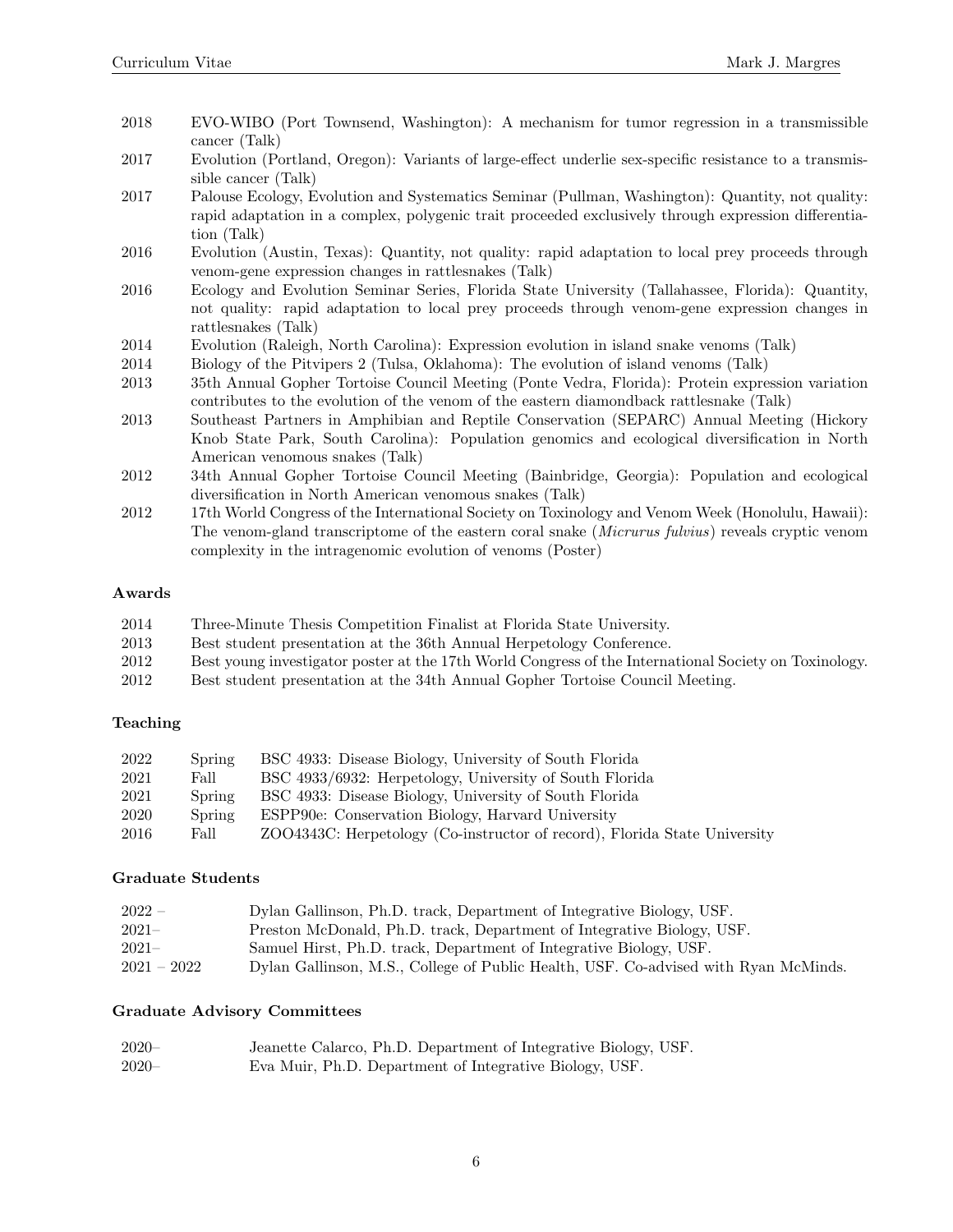2018 EVO-WIBO (Port Townsend, Washington): A mechanism for tumor regression in a transmissible cancer (Talk)

2017 Evolution (Portland, Oregon): Variants of large-effect underlie sex-specific resistance to a transmissible cancer (Talk)

2017 Palouse Ecology, Evolution and Systematics Seminar (Pullman, Washington): Quantity, not quality: rapid adaptation in a complex, polygenic trait proceeded exclusively through expression differentiation (Talk)

2016 Evolution (Austin, Texas): Quantity, not quality: rapid adaptation to local prey proceeds through venom-gene expression changes in rattlesnakes (Talk)

2016 Ecology and Evolution Seminar Series, Florida State University (Tallahassee, Florida): Quantity, not quality: rapid adaptation to local prey proceeds through venom-gene expression changes in rattlesnakes (Talk)

2014 Evolution (Raleigh, North Carolina): Expression evolution in island snake venoms (Talk)

2014 Biology of the Pitvipers 2 (Tulsa, Oklahoma): The evolution of island venoms (Talk)

2013 35th Annual Gopher Tortoise Council Meeting (Ponte Vedra, Florida): Protein expression variation contributes to the evolution of the venom of the eastern diamondback rattlesnake (Talk)

2013 Southeast Partners in Amphibian and Reptile Conservation (SEPARC) Annual Meeting (Hickory Knob State Park, South Carolina): Population genomics and ecological diversification in North American venomous snakes (Talk)

2012 34th Annual Gopher Tortoise Council Meeting (Bainbridge, Georgia): Population and ecological diversification in North American venomous snakes (Talk)

2012 17th World Congress of the International Society on Toxinology and Venom Week (Honolulu, Hawaii): The venom-gland transcriptome of the eastern coral snake (*Micrurus fulvius*) reveals cryptic venom complexity in the intragenomic evolution of venoms (Poster)

### Awards

2014 Three-Minute Thesis Competition Finalist at Florida State University.

2013 Best student presentation at the 36th Annual Herpetology Conference.

2012 Best young investigator poster at the 17th World Congress of the International Society on Toxinology.

2012 Best student presentation at the 34th Annual Gopher Tortoise Council Meeting.

### Teaching

2022 Spring BSC 4933: Disease Biology, University of South Florida

2021 Fall BSC 4933/6932: Herpetology, University of South Florida

2021 Spring BSC 4933: Disease Biology, University of South Florida

2020 Spring ESPP90e: Conservation Biology, Harvard University

2016 Fall ZOO4343C: Herpetology (Co-instructor of record), Florida State University

### Graduate Students

2022 – Dylan Gallinson, Ph.D. track, Department of Integrative Biology, USF.

2021– Preston McDonald, Ph.D. track, Department of Integrative Biology, USF.

2021– Samuel Hirst, Ph.D. track, Department of Integrative Biology, USF.

2021 – 2022 Dylan Gallinson, M.S., College of Public Health, USF. Co-advised with Ryan McMinds.

### Graduate Advisory Committees

2020– Jeanette Calarco, Ph.D. Department of Integrative Biology, USF.

2020– Eva Muir, Ph.D. Department of Integrative Biology, USF.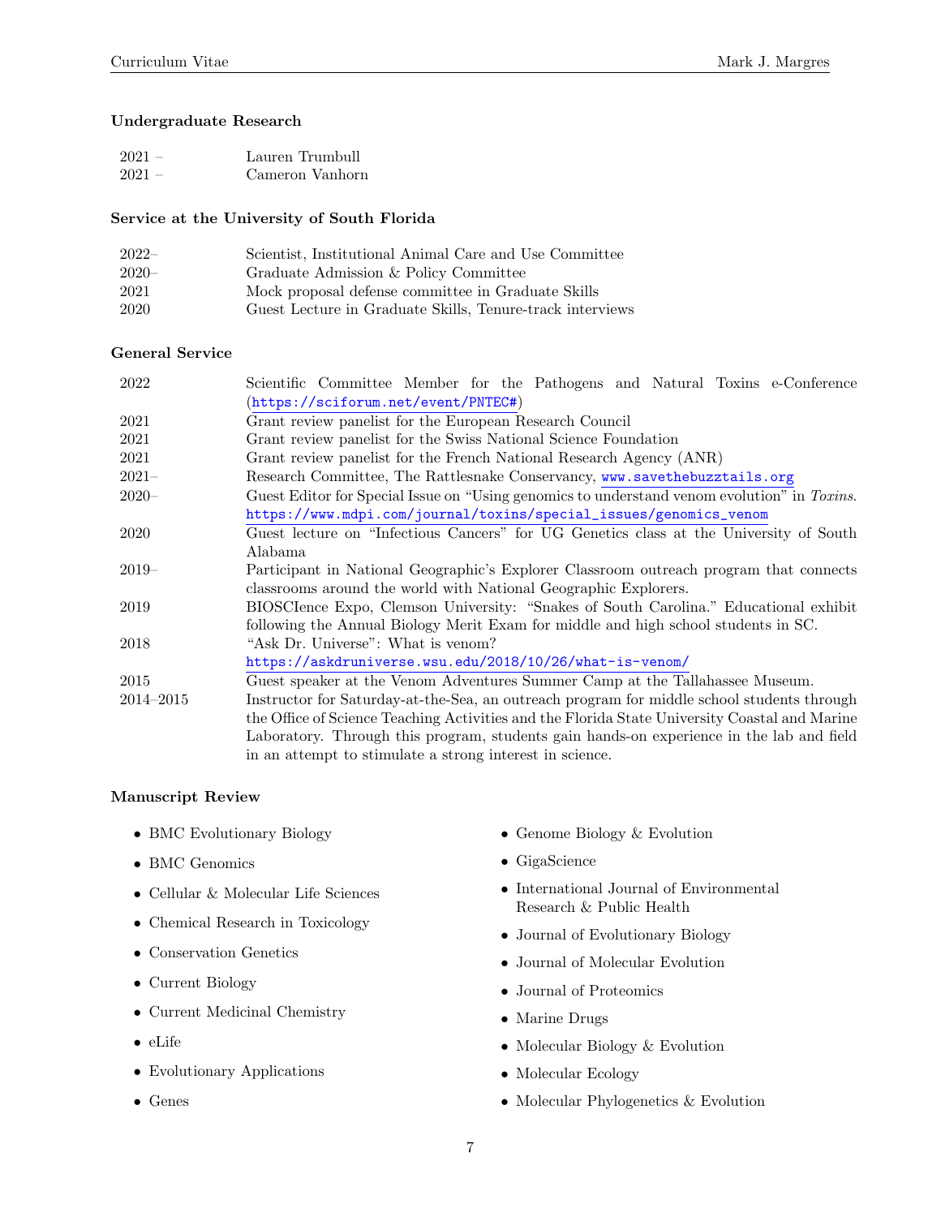### Undergraduate Research

| | |
|---|---|
| 2021 – | Lauren Trumbull |
| 2021 – | Cameron Vanhorn |

### Service at the University of South Florida

| | |
|---|---|
| 2022– | Scientist, Institutional Animal Care and Use Committee |
| 2020– | Graduate Admission & Policy Committee |
| 2021 | Mock proposal defense committee in Graduate Skills |
| 2020 | Guest Lecture in Graduate Skills, Tenure-track interviews |

### General Service

| | |
|---|---|
| 2022 | Scientific Committee Member for the Pathogens and Natural Toxins e-Conference (https://sciforum.net/event/PNTEC#) |
| 2021 | Grant review panelist for the European Research Council |
| 2021 | Grant review panelist for the Swiss National Science Foundation |
| 2021 | Grant review panelist for the French National Research Agency (ANR) |
| 2021– | Research Committee, The Rattlesnake Conservancy, www.savethebuzztails.org |
| 2020– | Guest Editor for Special Issue on "Using genomics to understand venom evolution" in *Toxins*. https://www.mdpi.com/journal/toxins/special_issues/genomics_venom |
| 2020 | Guest lecture on "Infectious Cancers" for UG Genetics class at the University of South Alabama |
| 2019– | Participant in National Geographic's Explorer Classroom outreach program that connects classrooms around the world with National Geographic Explorers. |
| 2019 | BIOSCIence Expo, Clemson University: "Snakes of South Carolina." Educational exhibit following the Annual Biology Merit Exam for middle and high school students in SC. |
| 2018 | "Ask Dr. Universe": What is venom? https://askdruniverse.wsu.edu/2018/10/26/what-is-venom/ |
| 2015 | Guest speaker at the Venom Adventures Summer Camp at the Tallahassee Museum. |
| 2014–2015 | Instructor for Saturday-at-the-Sea, an outreach program for middle school students through the Office of Science Teaching Activities and the Florida State University Coastal and Marine Laboratory. Through this program, students gain hands-on experience in the lab and field in an attempt to stimulate a strong interest in science. |

### Manuscript Review

- BMC Evolutionary Biology
- BMC Genomics
- Cellular & Molecular Life Sciences
- Chemical Research in Toxicology
- Conservation Genetics
- Current Biology
- Current Medicinal Chemistry
- eLife
- Evolutionary Applications
- Genes
- Genome Biology & Evolution
- GigaScience
- International Journal of Environmental Research & Public Health
- Journal of Evolutionary Biology
- Journal of Molecular Evolution
- Journal of Proteomics
- Marine Drugs
- Molecular Biology & Evolution
- Molecular Ecology
- Molecular Phylogenetics & Evolution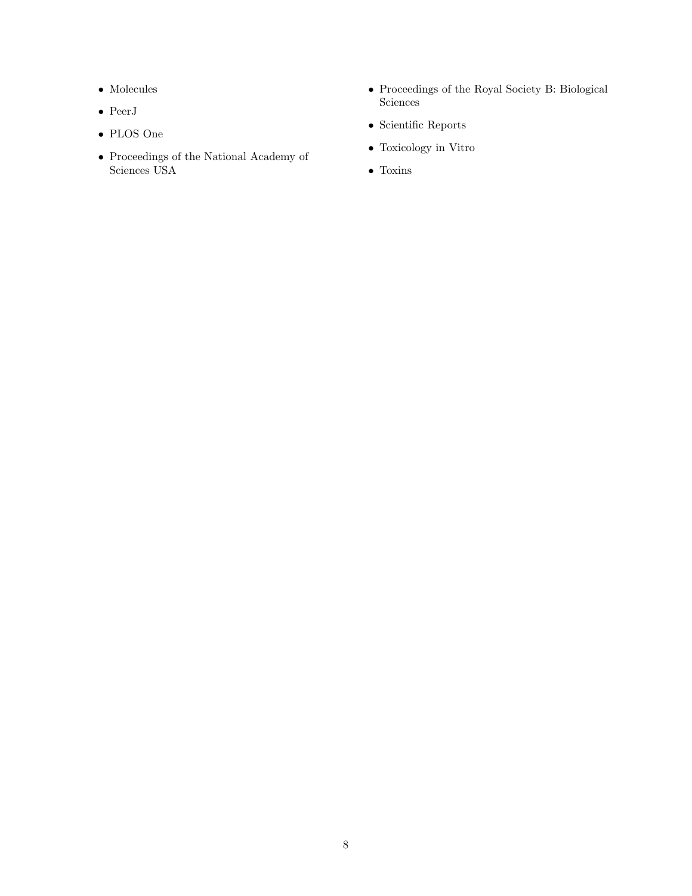- Molecules
- PeerJ
- PLOS One
- Proceedings of the National Academy of Sciences USA
- Proceedings of the Royal Society B: Biological Sciences
- Scientific Reports
- Toxicology in Vitro
- Toxins